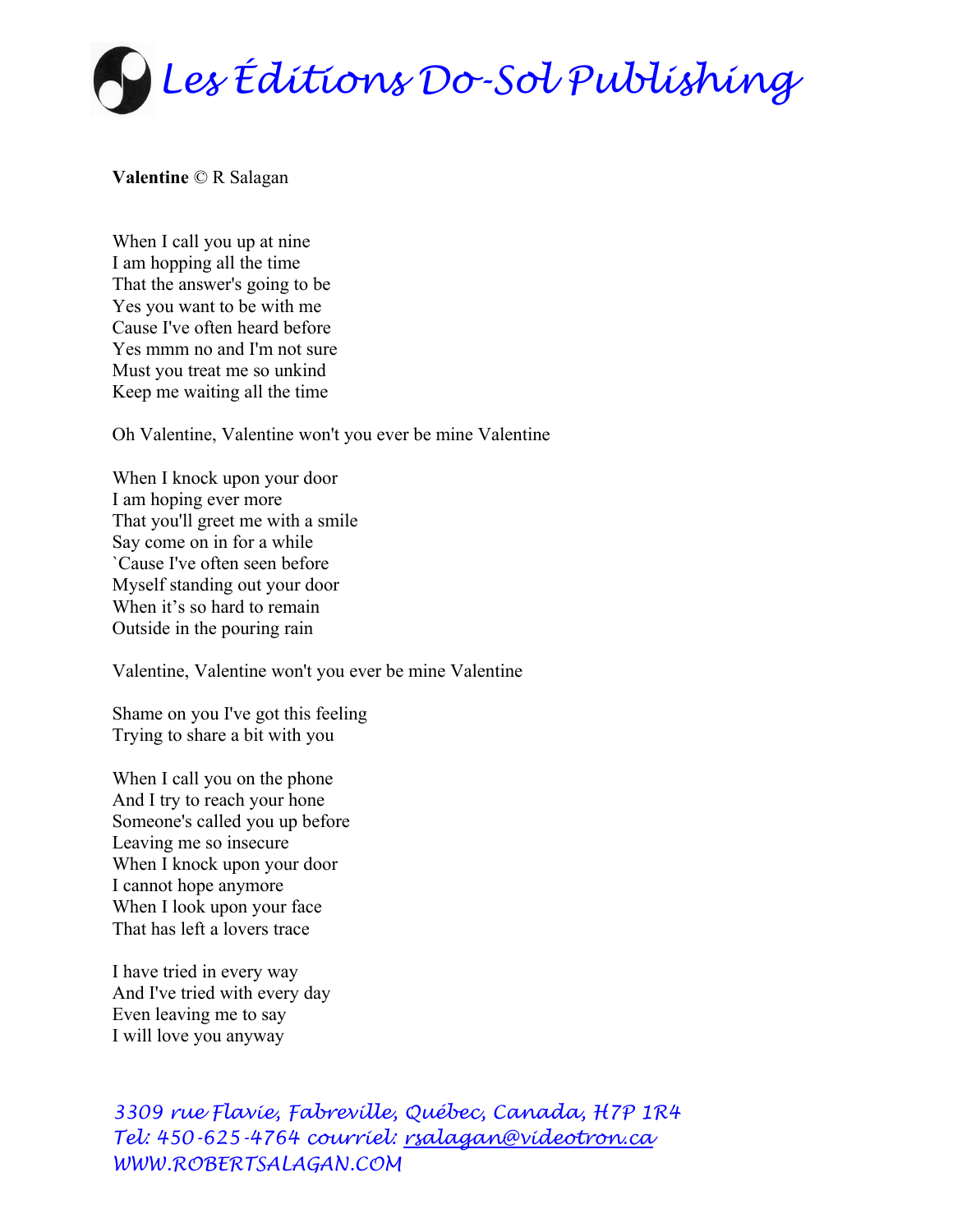# *Les Éditions Do-Sol Publishing*

**Valentine** © R Salagan

When I call you up at nine
I am hopping all the time
That the answer's going to be
Yes you want to be with me
Cause I've often heard before
Yes mmm no and I'm not sure
Must you treat me so unkind
Keep me waiting all the time

Oh Valentine, Valentine won't you ever be mine Valentine

When I knock upon your door
I am hoping ever more
That you'll greet me with a smile
Say come on in for a while
`Cause I've often seen before
Myself standing out your door
When it's so hard to remain
Outside in the pouring rain

Valentine, Valentine won't you ever be mine Valentine

Shame on you I've got this feeling
Trying to share a bit with you

When I call you on the phone
And I try to reach your hone
Someone's called you up before
Leaving me so insecure
When I knock upon your door
I cannot hope anymore
When I look upon your face
That has left a lovers trace

I have tried in every way
And I've tried with every day
Even leaving me to say
I will love you anyway

*3309 rue Flavie, Fabreville, Québec, Canada, H7P 1R4*
*Tel: 450-625-4764 courriel: rsalagan@videotron.ca*
*WWW.ROBERTSALAGAN.COM*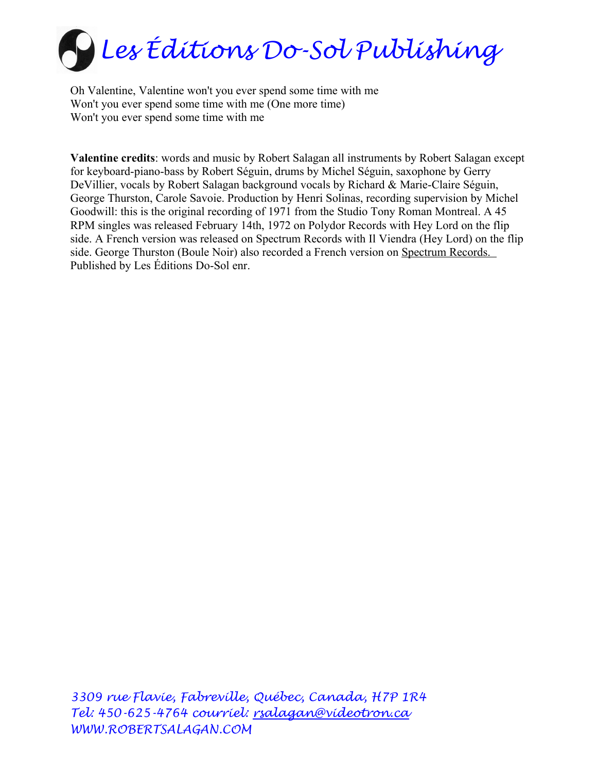# Les Éditions Do-Sol Publishing

Oh Valentine, Valentine won't you ever spend some time with me
Won't you ever spend some time with me (One more time)
Won't you ever spend some time with me

**Valentine credits**: words and music by Robert Salagan all instruments by Robert Salagan except for keyboard-piano-bass by Robert Séguin, drums by Michel Séguin, saxophone by Gerry DeVillier, vocals by Robert Salagan background vocals by Richard & Marie-Claire Séguin, George Thurston, Carole Savoie. Production by Henri Solinas, recording supervision by Michel Goodwill: this is the original recording of 1971 from the Studio Tony Roman Montreal. A 45 RPM singles was released February 14th, 1972 on Polydor Records with Hey Lord on the flip side. A French version was released on Spectrum Records with Il Viendra (Hey Lord) on the flip side. George Thurston (Boule Noir) also recorded a French version on Spectrum Records. Published by Les Éditions Do-Sol enr.

*3309 rue Flavie, Fabreville, Québec, Canada, H7P 1R4*
*Tel: 450-625-4764 courriel: rsalagan@videotron.ca*
*WWW.ROBERTSALAGAN.COM*